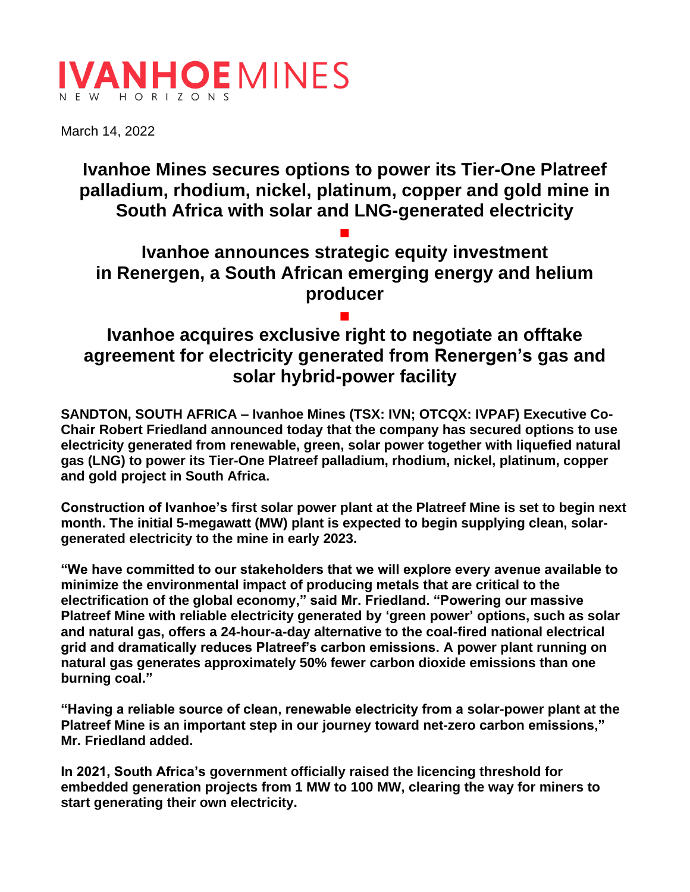IVANHOE MINES
NEW HORIZONS

March 14, 2022

# Ivanhoe Mines secures options to power its Tier-One Platreef palladium, rhodium, nickel, platinum, copper and gold mine in South Africa with solar and LNG-generated electricity

■

## Ivanhoe announces strategic equity investment in Renergen, a South African emerging energy and helium producer

■

## Ivanhoe acquires exclusive right to negotiate an offtake agreement for electricity generated from Renergen's gas and solar hybrid-power facility

**SANDTON, SOUTH AFRICA – Ivanhoe Mines (TSX: IVN; OTCQX: IVPAF) Executive Co-Chair Robert Friedland announced today that the company has secured options to use electricity generated from renewable, green, solar power together with liquefied natural gas (LNG) to power its Tier-One Platreef palladium, rhodium, nickel, platinum, copper and gold project in South Africa.**

**Construction of Ivanhoe's first solar power plant at the Platreef Mine is set to begin next month. The initial 5-megawatt (MW) plant is expected to begin supplying clean, solar-generated electricity to the mine in early 2023.**

**"We have committed to our stakeholders that we will explore every avenue available to minimize the environmental impact of producing metals that are critical to the electrification of the global economy," said Mr. Friedland. "Powering our massive Platreef Mine with reliable electricity generated by 'green power' options, such as solar and natural gas, offers a 24-hour-a-day alternative to the coal-fired national electrical grid and dramatically reduces Platreef's carbon emissions. A power plant running on natural gas generates approximately 50% fewer carbon dioxide emissions than one burning coal."**

**"Having a reliable source of clean, renewable electricity from a solar-power plant at the Platreef Mine is an important step in our journey toward net-zero carbon emissions," Mr. Friedland added.**

**In 2021, South Africa's government officially raised the licencing threshold for embedded generation projects from 1 MW to 100 MW, clearing the way for miners to start generating their own electricity.**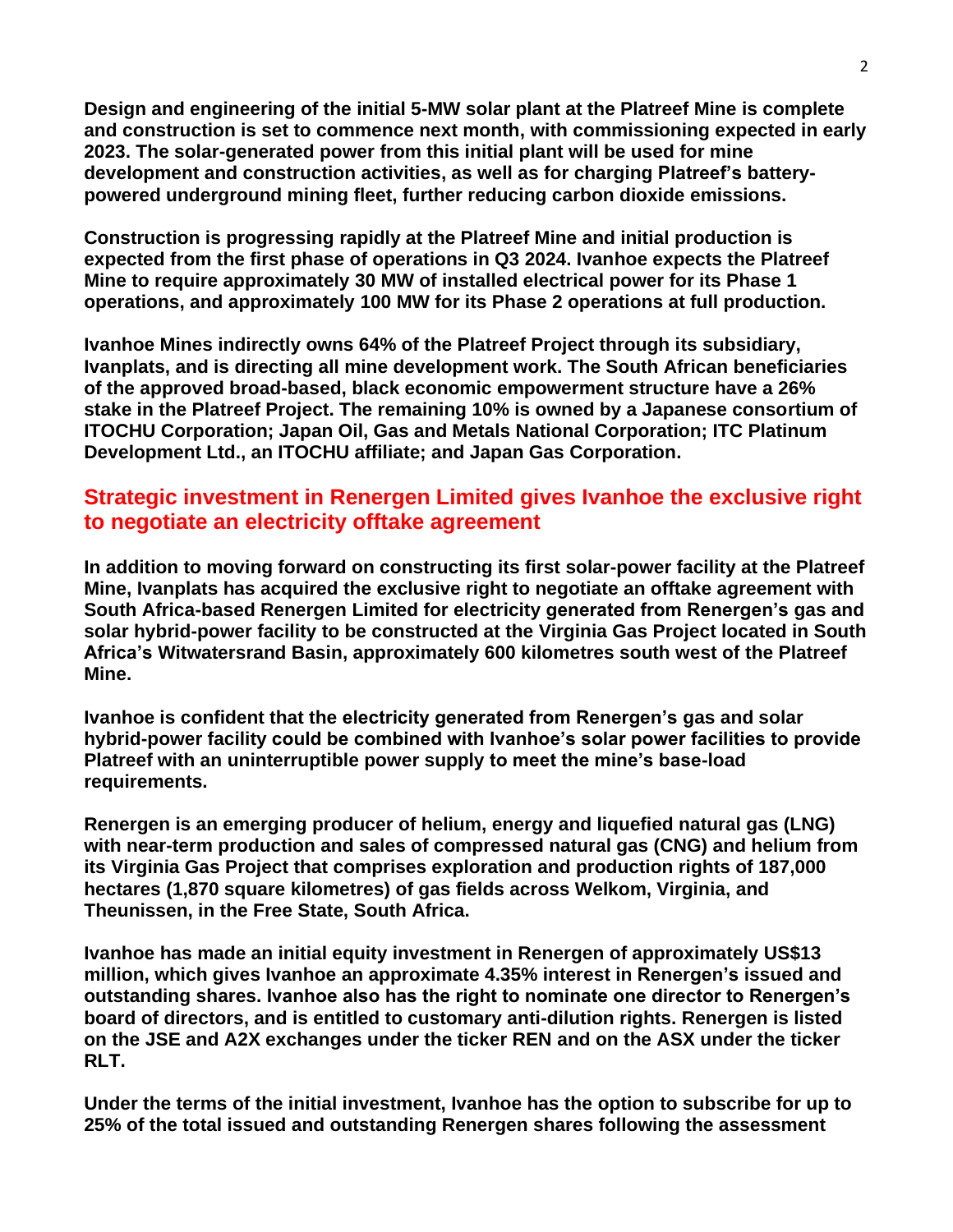**Design and engineering of the initial 5-MW solar plant at the Platreef Mine is complete and construction is set to commence next month, with commissioning expected in early 2023. The solar-generated power from this initial plant will be used for mine development and construction activities, as well as for charging Platreef's battery-powered underground mining fleet, further reducing carbon dioxide emissions.**

**Construction is progressing rapidly at the Platreef Mine and initial production is expected from the first phase of operations in Q3 2024. Ivanhoe expects the Platreef Mine to require approximately 30 MW of installed electrical power for its Phase 1 operations, and approximately 100 MW for its Phase 2 operations at full production.**

**Ivanhoe Mines indirectly owns 64% of the Platreef Project through its subsidiary, Ivanplats, and is directing all mine development work. The South African beneficiaries of the approved broad-based, black economic empowerment structure have a 26% stake in the Platreef Project. The remaining 10% is owned by a Japanese consortium of ITOCHU Corporation; Japan Oil, Gas and Metals National Corporation; ITC Platinum Development Ltd., an ITOCHU affiliate; and Japan Gas Corporation.**

## Strategic investment in Renergen Limited gives Ivanhoe the exclusive right to negotiate an electricity offtake agreement

**In addition to moving forward on constructing its first solar-power facility at the Platreef Mine, Ivanplats has acquired the exclusive right to negotiate an offtake agreement with South Africa-based Renergen Limited for electricity generated from Renergen's gas and solar hybrid-power facility to be constructed at the Virginia Gas Project located in South Africa's Witwatersrand Basin, approximately 600 kilometres south west of the Platreef Mine.**

**Ivanhoe is confident that the electricity generated from Renergen's gas and solar hybrid-power facility could be combined with Ivanhoe's solar power facilities to provide Platreef with an uninterruptible power supply to meet the mine's base-load requirements.**

**Renergen is an emerging producer of helium, energy and liquefied natural gas (LNG) with near-term production and sales of compressed natural gas (CNG) and helium from its Virginia Gas Project that comprises exploration and production rights of 187,000 hectares (1,870 square kilometres) of gas fields across Welkom, Virginia, and Theunissen, in the Free State, South Africa.**

**Ivanhoe has made an initial equity investment in Renergen of approximately US$13 million, which gives Ivanhoe an approximate 4.35% interest in Renergen's issued and outstanding shares. Ivanhoe also has the right to nominate one director to Renergen's board of directors, and is entitled to customary anti-dilution rights. Renergen is listed on the JSE and A2X exchanges under the ticker REN and on the ASX under the ticker RLT.**

**Under the terms of the initial investment, Ivanhoe has the option to subscribe for up to 25% of the total issued and outstanding Renergen shares following the assessment**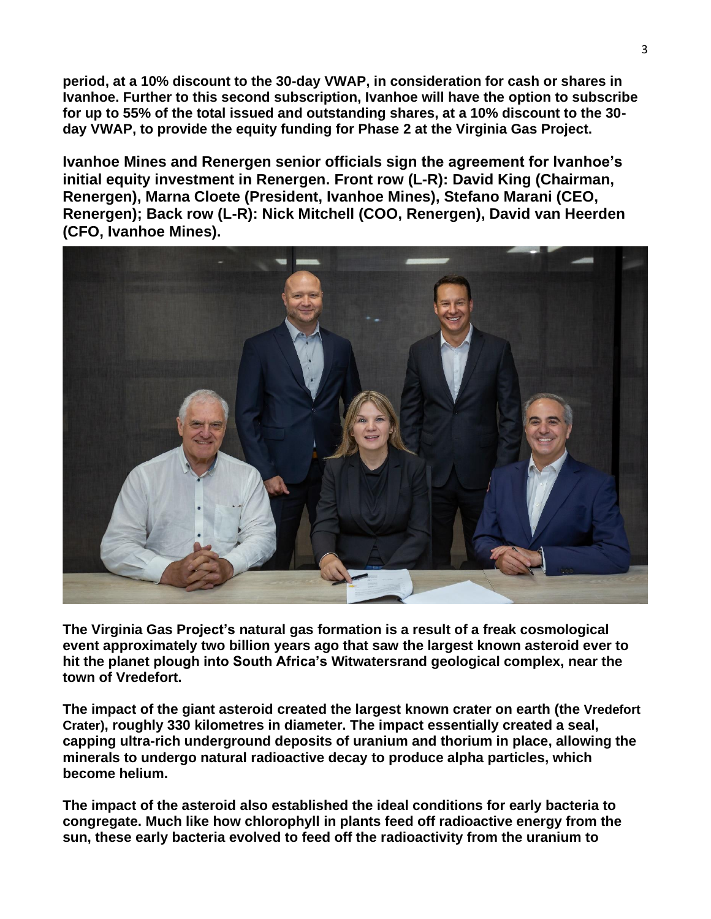**period, at a 10% discount to the 30-day VWAP, in consideration for cash or shares in Ivanhoe. Further to this second subscription, Ivanhoe will have the option to subscribe for up to 55% of the total issued and outstanding shares, at a 10% discount to the 30-day VWAP, to provide the equity funding for Phase 2 at the Virginia Gas Project.**

**Ivanhoe Mines and Renergen senior officials sign the agreement for Ivanhoe's initial equity investment in Renergen. Front row (L-R): David King (Chairman, Renergen), Marna Cloete (President, Ivanhoe Mines), Stefano Marani (CEO, Renergen); Back row (L-R): Nick Mitchell (COO, Renergen), David van Heerden (CFO, Ivanhoe Mines).**

**The Virginia Gas Project's natural gas formation is a result of a freak cosmological event approximately two billion years ago that saw the largest known asteroid ever to hit the planet plough into South Africa's Witwatersrand geological complex, near the town of Vredefort.**

**The impact of the giant asteroid created the largest known crater on earth (the Vredefort Crater), roughly 330 kilometres in diameter. The impact essentially created a seal, capping ultra-rich underground deposits of uranium and thorium in place, allowing the minerals to undergo natural radioactive decay to produce alpha particles, which become helium.**

**The impact of the asteroid also established the ideal conditions for early bacteria to congregate. Much like how chlorophyll in plants feed off radioactive energy from the sun, these early bacteria evolved to feed off the radioactivity from the uranium to**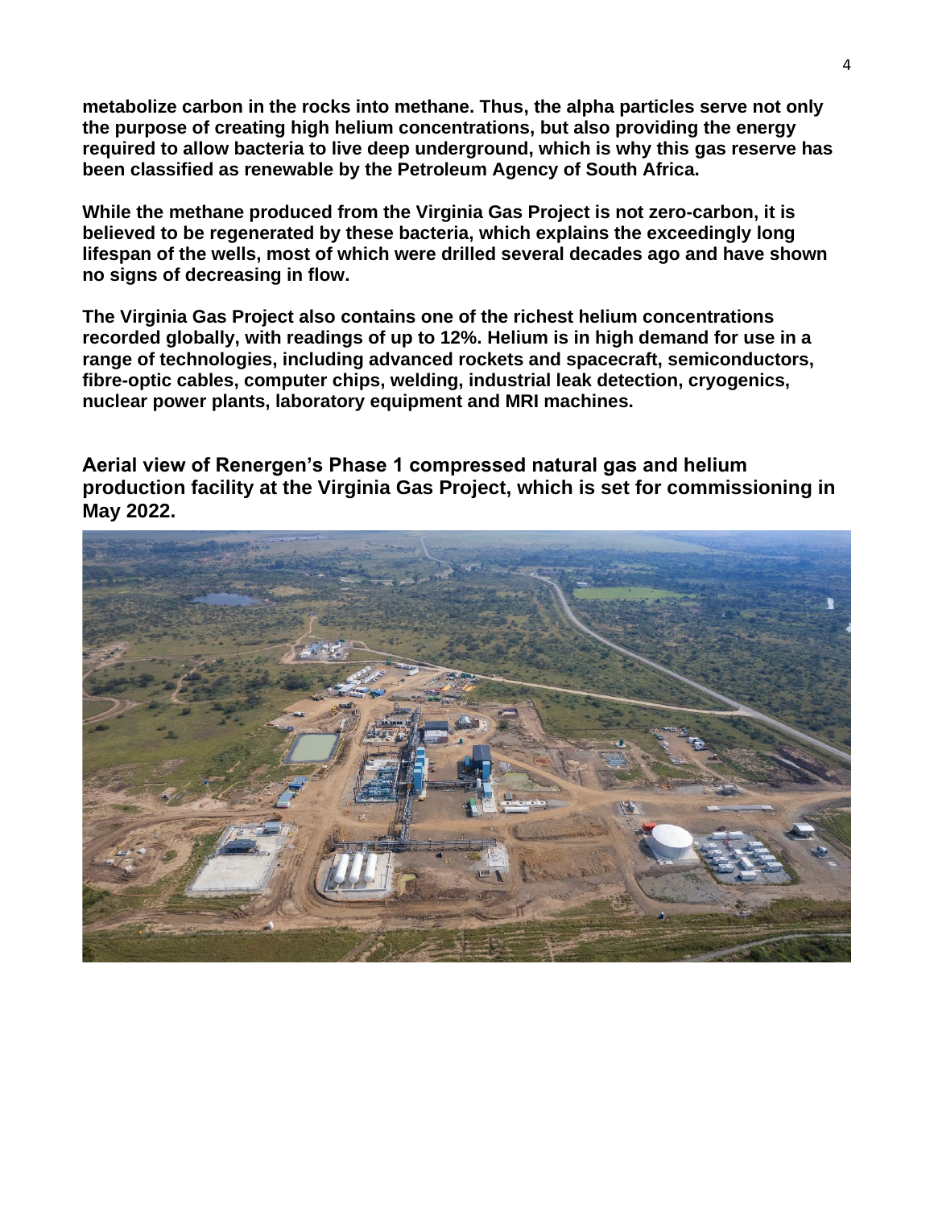**metabolize carbon in the rocks into methane. Thus, the alpha particles serve not only the purpose of creating high helium concentrations, but also providing the energy required to allow bacteria to live deep underground, which is why this gas reserve has been classified as renewable by the Petroleum Agency of South Africa.**

**While the methane produced from the Virginia Gas Project is not zero-carbon, it is believed to be regenerated by these bacteria, which explains the exceedingly long lifespan of the wells, most of which were drilled several decades ago and have shown no signs of decreasing in flow.**

**The Virginia Gas Project also contains one of the richest helium concentrations recorded globally, with readings of up to 12%. Helium is in high demand for use in a range of technologies, including advanced rockets and spacecraft, semiconductors, fibre-optic cables, computer chips, welding, industrial leak detection, cryogenics, nuclear power plants, laboratory equipment and MRI machines.**

**Aerial view of Renergen's Phase 1 compressed natural gas and helium production facility at the Virginia Gas Project, which is set for commissioning in May 2022.**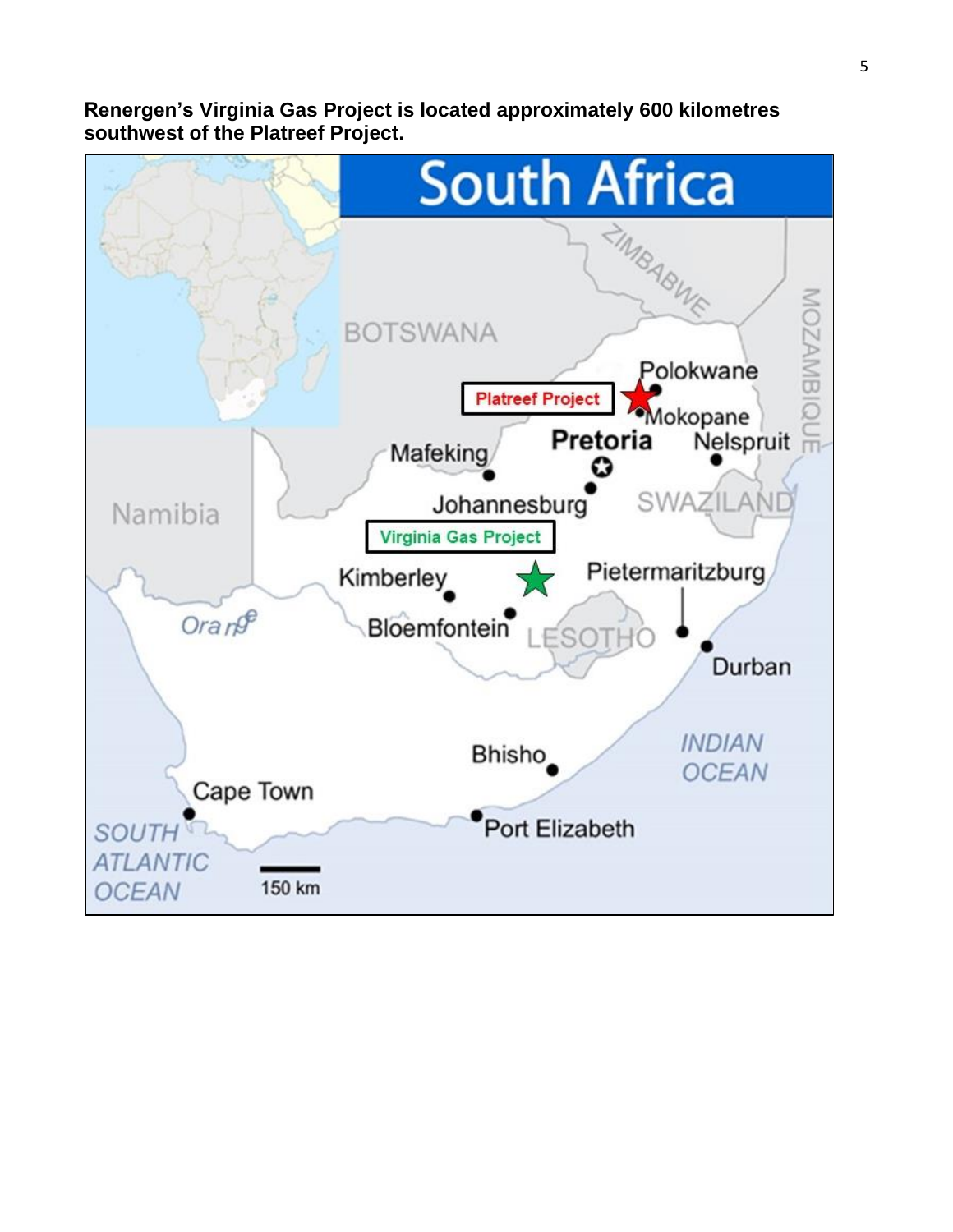**Renergen's Virginia Gas Project is located approximately 600 kilometres southwest of the Platreef Project.**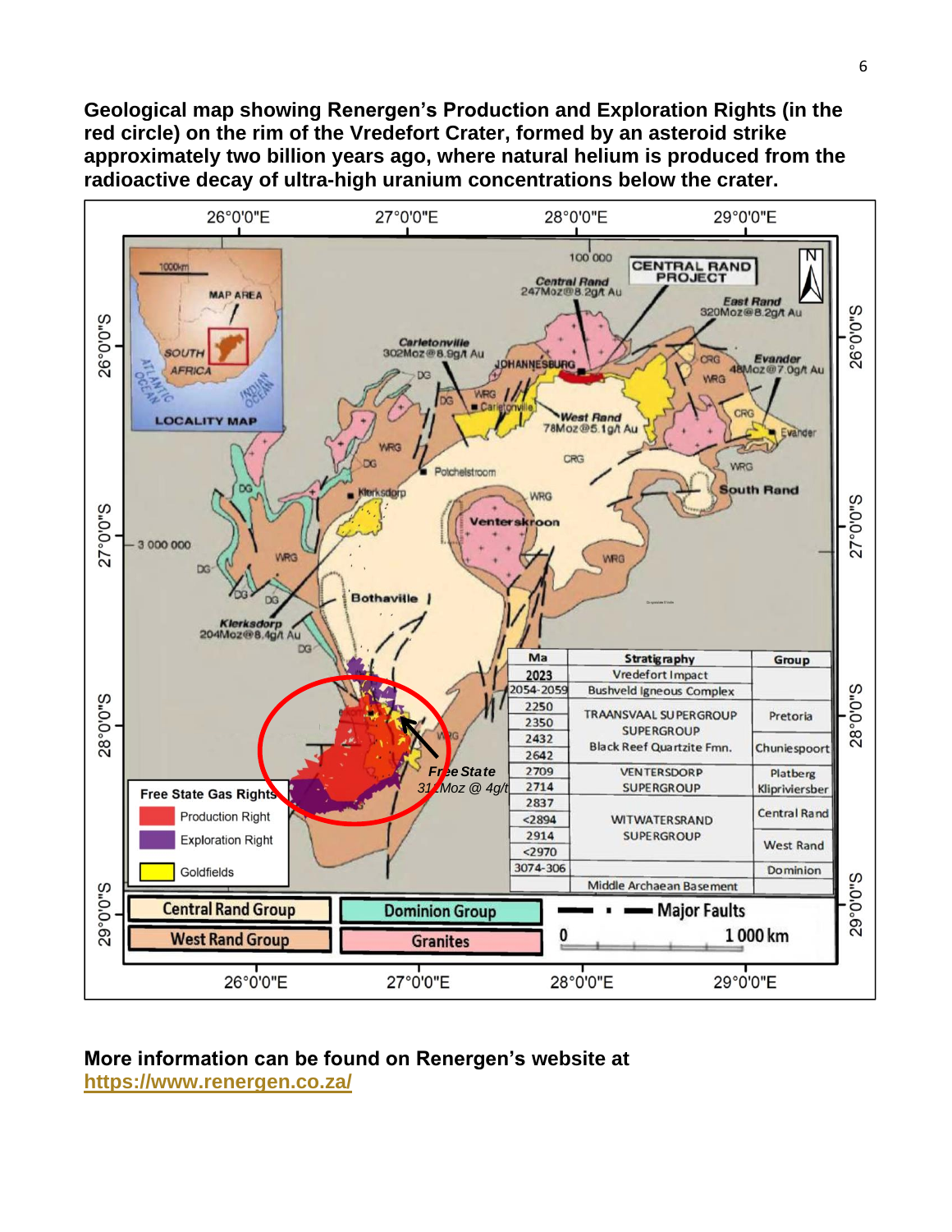**Geological map showing Renergen's Production and Exploration Rights (in the red circle) on the rim of the Vredefort Crater, formed by an asteroid strike approximately two billion years ago, where natural helium is produced from the radioactive decay of ultra-high uranium concentrations below the crater.**

**More information can be found on Renergen's website at https://www.renergen.co.za/**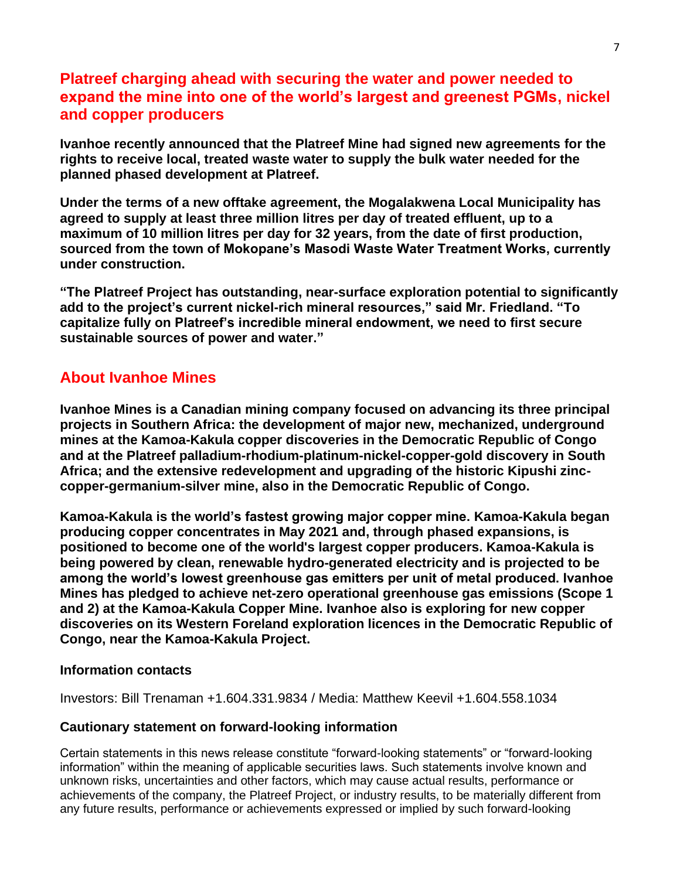## Platreef charging ahead with securing the water and power needed to expand the mine into one of the world's largest and greenest PGMs, nickel and copper producers

**Ivanhoe recently announced that the Platreef Mine had signed new agreements for the rights to receive local, treated waste water to supply the bulk water needed for the planned phased development at Platreef.**

**Under the terms of a new offtake agreement, the Mogalakwena Local Municipality has agreed to supply at least three million litres per day of treated effluent, up to a maximum of 10 million litres per day for 32 years, from the date of first production, sourced from the town of Mokopane's Masodi Waste Water Treatment Works, currently under construction.**

**"The Platreef Project has outstanding, near-surface exploration potential to significantly add to the project's current nickel-rich mineral resources," said Mr. Friedland. "To capitalize fully on Platreef's incredible mineral endowment, we need to first secure sustainable sources of power and water."**

## About Ivanhoe Mines

**Ivanhoe Mines is a Canadian mining company focused on advancing its three principal projects in Southern Africa: the development of major new, mechanized, underground mines at the Kamoa-Kakula copper discoveries in the Democratic Republic of Congo and at the Platreef palladium-rhodium-platinum-nickel-copper-gold discovery in South Africa; and the extensive redevelopment and upgrading of the historic Kipushi zinc-copper-germanium-silver mine, also in the Democratic Republic of Congo.**

**Kamoa-Kakula is the world's fastest growing major copper mine. Kamoa-Kakula began producing copper concentrates in May 2021 and, through phased expansions, is positioned to become one of the world's largest copper producers. Kamoa-Kakula is being powered by clean, renewable hydro-generated electricity and is projected to be among the world's lowest greenhouse gas emitters per unit of metal produced. Ivanhoe Mines has pledged to achieve net-zero operational greenhouse gas emissions (Scope 1 and 2) at the Kamoa-Kakula Copper Mine. Ivanhoe also is exploring for new copper discoveries on its Western Foreland exploration licences in the Democratic Republic of Congo, near the Kamoa-Kakula Project.**

### Information contacts

Investors: Bill Trenaman +1.604.331.9834 / Media: Matthew Keevil +1.604.558.1034

### Cautionary statement on forward-looking information

Certain statements in this news release constitute "forward-looking statements" or "forward-looking information" within the meaning of applicable securities laws. Such statements involve known and unknown risks, uncertainties and other factors, which may cause actual results, performance or achievements of the company, the Platreef Project, or industry results, to be materially different from any future results, performance or achievements expressed or implied by such forward-looking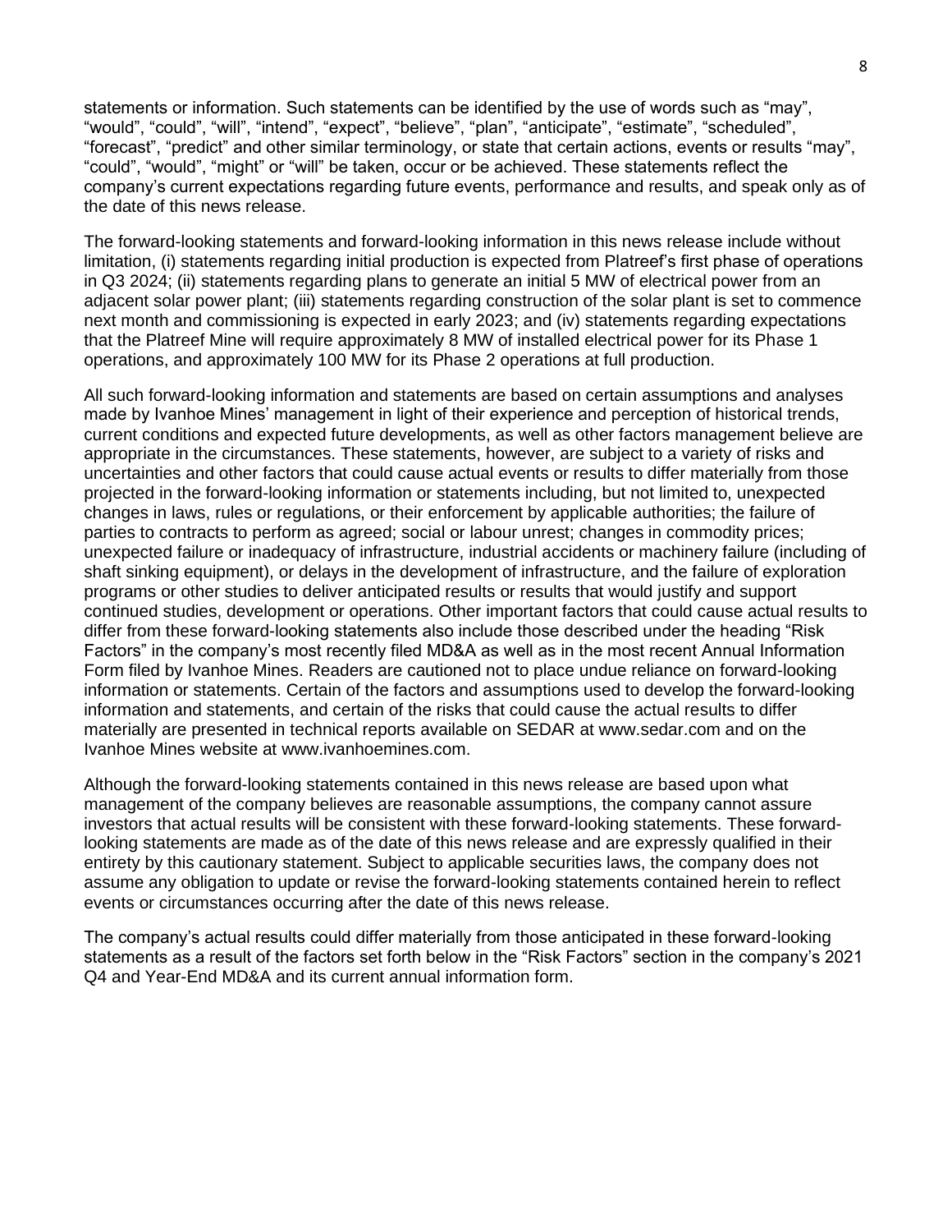statements or information. Such statements can be identified by the use of words such as “may”, “would”, “could”, “will”, “intend”, “expect”, “believe”, “plan”, “anticipate”, “estimate”, “scheduled”, “forecast”, “predict” and other similar terminology, or state that certain actions, events or results “may”, “could”, “would”, “might” or “will” be taken, occur or be achieved. These statements reflect the company’s current expectations regarding future events, performance and results, and speak only as of the date of this news release.

The forward-looking statements and forward-looking information in this news release include without limitation, (i) statements regarding initial production is expected from Platreef’s first phase of operations in Q3 2024; (ii) statements regarding plans to generate an initial 5 MW of electrical power from an adjacent solar power plant; (iii) statements regarding construction of the solar plant is set to commence next month and commissioning is expected in early 2023; and (iv) statements regarding expectations that the Platreef Mine will require approximately 8 MW of installed electrical power for its Phase 1 operations, and approximately 100 MW for its Phase 2 operations at full production.

All such forward-looking information and statements are based on certain assumptions and analyses made by Ivanhoe Mines’ management in light of their experience and perception of historical trends, current conditions and expected future developments, as well as other factors management believe are appropriate in the circumstances. These statements, however, are subject to a variety of risks and uncertainties and other factors that could cause actual events or results to differ materially from those projected in the forward-looking information or statements including, but not limited to, unexpected changes in laws, rules or regulations, or their enforcement by applicable authorities; the failure of parties to contracts to perform as agreed; social or labour unrest; changes in commodity prices; unexpected failure or inadequacy of infrastructure, industrial accidents or machinery failure (including of shaft sinking equipment), or delays in the development of infrastructure, and the failure of exploration programs or other studies to deliver anticipated results or results that would justify and support continued studies, development or operations. Other important factors that could cause actual results to differ from these forward-looking statements also include those described under the heading “Risk Factors” in the company’s most recently filed MD&A as well as in the most recent Annual Information Form filed by Ivanhoe Mines. Readers are cautioned not to place undue reliance on forward-looking information or statements. Certain of the factors and assumptions used to develop the forward-looking information and statements, and certain of the risks that could cause the actual results to differ materially are presented in technical reports available on SEDAR at www.sedar.com and on the Ivanhoe Mines website at www.ivanhoemines.com.

Although the forward-looking statements contained in this news release are based upon what management of the company believes are reasonable assumptions, the company cannot assure investors that actual results will be consistent with these forward-looking statements. These forward-looking statements are made as of the date of this news release and are expressly qualified in their entirety by this cautionary statement. Subject to applicable securities laws, the company does not assume any obligation to update or revise the forward-looking statements contained herein to reflect events or circumstances occurring after the date of this news release.

The company’s actual results could differ materially from those anticipated in these forward-looking statements as a result of the factors set forth below in the “Risk Factors” section in the company’s 2021 Q4 and Year-End MD&A and its current annual information form.